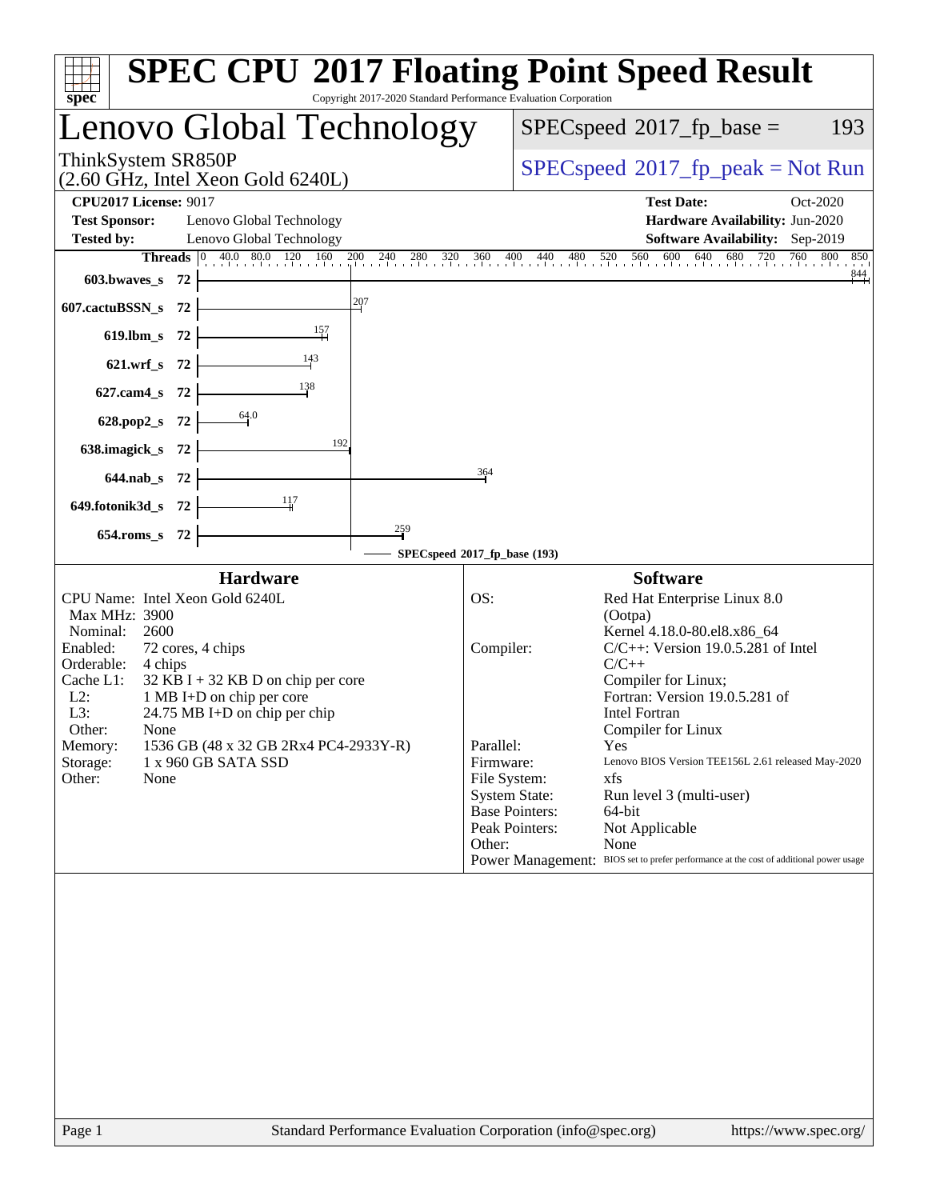# SPEC CPU 2017 Floating Point Speed Result

Copyright 2017-2020 Standard Performance Evaluation Corporation

## Lenovo Global Technology

ThinkSystem SR850P
(2.60 GHz, Intel Xeon Gold 6240L)

SPECspeed 2017_fp_base = 193

SPECspeed 2017_fp_peak = Not Run

**CPU2017 License:** 9017
**Test Sponsor:** Lenovo Global Technology
**Tested by:** Lenovo Global Technology

**Test Date:** Oct-2020
**Hardware Availability:** Jun-2020
**Software Availability:** Sep-2019

| Benchmark | Threads | Base |
|---|---|---|
| 603.bwaves_s | 72 | 844 |
| 607.cactuBSSN_s | 72 | 207 |
| 619.lbm_s | 72 | 157 |
| 621.wrf_s | 72 | 143 |
| 627.cam4_s | 72 | 138 |
| 628.pop2_s | 72 | 64.0 |
| 638.imagick_s | 72 | 192 |
| 644.nab_s | 72 | 364 |
| 649.fotonik3d_s | 72 | 117 |
| 654.roms_s | 72 | 259 |

SPECspeed 2017_fp_base (193)

### Hardware

| | |
|---|---|
| CPU Name: | Intel Xeon Gold 6240L |
| Max MHz: | 3900 |
| Nominal: | 2600 |
| Enabled: | 72 cores, 4 chips |
| Orderable: | 4 chips |
| Cache L1: | 32 KB I + 32 KB D on chip per core |
| L2: | 1 MB I+D on chip per core |
| L3: | 24.75 MB I+D on chip per chip |
| Other: | None |
| Memory: | 1536 GB (48 x 32 GB 2Rx4 PC4-2933Y-R) |
| Storage: | 1 x 960 GB SATA SSD |
| Other: | None |

### Software

| | |
|---|---|
| OS: | Red Hat Enterprise Linux 8.0 (Ootpa) Kernel 4.18.0-80.el8.x86_64 |
| Compiler: | C/C++: Version 19.0.5.281 of Intel C/C++ Compiler for Linux; Fortran: Version 19.0.5.281 of Intel Fortran Compiler for Linux |
| Parallel: | Yes |
| Firmware: | Lenovo BIOS Version TEE156L 2.61 released May-2020 |
| File System: | xfs |
| System State: | Run level 3 (multi-user) |
| Base Pointers: | 64-bit |
| Peak Pointers: | Not Applicable |
| Other: | None |
| Power Management: | BIOS set to prefer performance at the cost of additional power usage |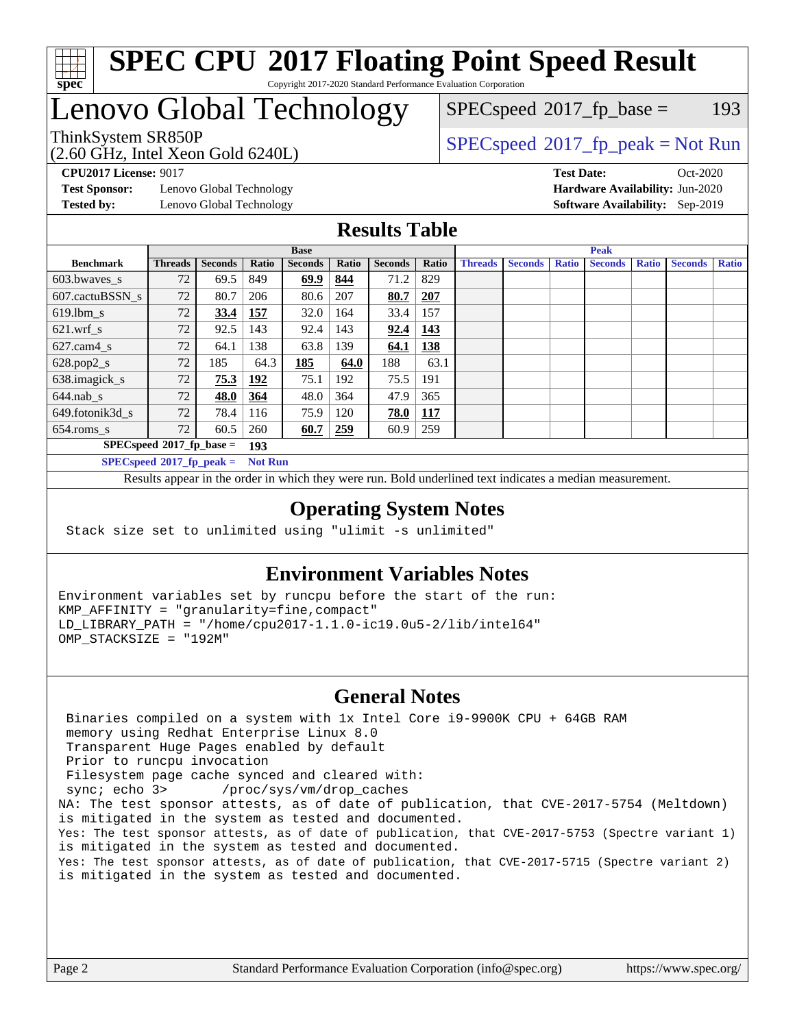# SPEC CPU 2017 Floating Point Speed Result

Copyright 2017-2020 Standard Performance Evaluation Corporation

# Lenovo Global Technology

ThinkSystem SR850P
(2.60 GHz, Intel Xeon Gold 6240L)

SPECspeed 2017_fp_base = 193

SPECspeed 2017_fp_peak = Not Run

**CPU2017 License:** 9017
**Test Sponsor:** Lenovo Global Technology
**Tested by:** Lenovo Global Technology

**Test Date:** Oct-2020
**Hardware Availability:** Jun-2020
**Software Availability:** Sep-2019

## Results Table

| | Base | | | | | | | Peak | | | | | | |
|---|---|---|---|---|---|---|---|---|---|---|---|---|---|---|
| **Benchmark** | **Threads** | **Seconds** | **Ratio** | **Seconds** | **Ratio** | **Seconds** | **Ratio** | **Threads** | **Seconds** | **Ratio** | **Seconds** | **Ratio** | **Seconds** | **Ratio** |
| 603.bwaves_s | 72 | 69.5 | 849 | **69.9** | **844** | 71.2 | 829 | | | | | | | |
| 607.cactuBSSN_s | 72 | 80.7 | 206 | 80.6 | 207 | **80.7** | **207** | | | | | | | |
| 619.lbm_s | 72 | **33.4** | **157** | 32.0 | 164 | 33.4 | 157 | | | | | | | |
| 621.wrf_s | 72 | 92.5 | 143 | 92.4 | 143 | **92.4** | **143** | | | | | | | |
| 627.cam4_s | 72 | 64.1 | 138 | 63.8 | 139 | **64.1** | **138** | | | | | | | |
| 628.pop2_s | 72 | 185 | 64.3 | **185** | **64.0** | 188 | 63.1 | | | | | | | |
| 638.imagick_s | 72 | **75.3** | **192** | 75.1 | 192 | 75.5 | 191 | | | | | | | |
| 644.nab_s | 72 | **48.0** | **364** | 48.0 | 364 | 47.9 | 365 | | | | | | | |
| 649.fotonik3d_s | 72 | 78.4 | 116 | 75.9 | 120 | **78.0** | **117** | | | | | | | |
| 654.roms_s | 72 | 60.5 | 260 | **60.7** | **259** | 60.9 | 259 | | | | | | | |

**SPECspeed 2017_fp_base = 193**

**SPECspeed 2017_fp_peak = Not Run**

Results appear in the order in which they were run. Bold underlined text indicates a median measurement.

## Operating System Notes

```
Stack size set to unlimited using "ulimit -s unlimited"
```

## Environment Variables Notes

```
Environment variables set by runcpu before the start of the run:
KMP_AFFINITY = "granularity=fine,compact"
LD_LIBRARY_PATH = "/home/cpu2017-1.1.0-ic19.0u5-2/lib/intel64"
OMP_STACKSIZE = "192M"
```

## General Notes

```
 Binaries compiled on a system with 1x Intel Core i9-9900K CPU + 64GB RAM
 memory using Redhat Enterprise Linux 8.0
 Transparent Huge Pages enabled by default
 Prior to runcpu invocation
 Filesystem page cache synced and cleared with:
 sync; echo 3>       /proc/sys/vm/drop_caches
NA: The test sponsor attests, as of date of publication, that CVE-2017-5754 (Meltdown)
is mitigated in the system as tested and documented.
Yes: The test sponsor attests, as of date of publication, that CVE-2017-5753 (Spectre variant 1)
is mitigated in the system as tested and documented.
Yes: The test sponsor attests, as of date of publication, that CVE-2017-5715 (Spectre variant 2)
is mitigated in the system as tested and documented.
```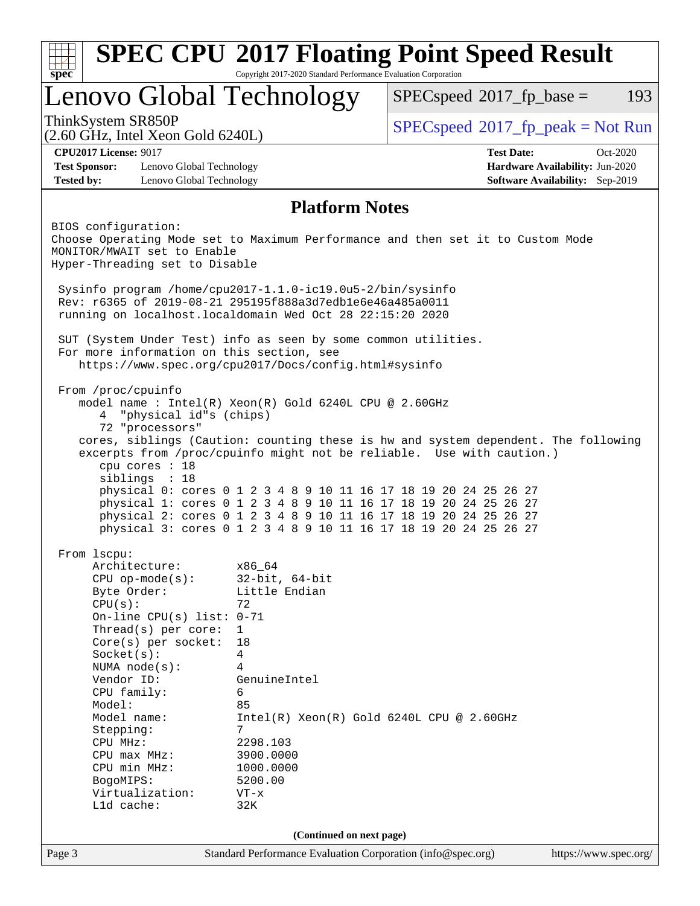# SPEC CPU 2017 Floating Point Speed Result

Copyright 2017-2020 Standard Performance Evaluation Corporation

## Lenovo Global Technology

ThinkSystem SR850P
(2.60 GHz, Intel Xeon Gold 6240L)

SPECspeed 2017_fp_base = 193

SPECspeed 2017_fp_peak = Not Run

**CPU2017 License:** 9017
**Test Sponsor:** Lenovo Global Technology
**Tested by:** Lenovo Global Technology

**Test Date:** Oct-2020
**Hardware Availability:** Jun-2020
**Software Availability:** Sep-2019

### Platform Notes

```
BIOS configuration:
Choose Operating Mode set to Maximum Performance and then set it to Custom Mode
MONITOR/MWAIT set to Enable
Hyper-Threading set to Disable

 Sysinfo program /home/cpu2017-1.1.0-ic19.0u5-2/bin/sysinfo
 Rev: r6365 of 2019-08-21 295195f888a3d7edb1e6e46a485a0011
 running on localhost.localdomain Wed Oct 28 22:15:20 2020

 SUT (System Under Test) info as seen by some common utilities.
 For more information on this section, see
    https://www.spec.org/cpu2017/Docs/config.html#sysinfo

 From /proc/cpuinfo
    model name : Intel(R) Xeon(R) Gold 6240L CPU @ 2.60GHz
       4  "physical id"s (chips)
       72 "processors"
    cores, siblings (Caution: counting these is hw and system dependent. The following
    excerpts from /proc/cpuinfo might not be reliable.  Use with caution.)
       cpu cores : 18
       siblings  : 18
       physical 0: cores 0 1 2 3 4 8 9 10 11 16 17 18 19 20 24 25 26 27
       physical 1: cores 0 1 2 3 4 8 9 10 11 16 17 18 19 20 24 25 26 27
       physical 2: cores 0 1 2 3 4 8 9 10 11 16 17 18 19 20 24 25 26 27
       physical 3: cores 0 1 2 3 4 8 9 10 11 16 17 18 19 20 24 25 26 27

 From lscpu:
      Architecture:        x86_64
      CPU op-mode(s):      32-bit, 64-bit
      Byte Order:          Little Endian
      CPU(s):              72
      On-line CPU(s) list: 0-71
      Thread(s) per core:  1
      Core(s) per socket:  18
      Socket(s):           4
      NUMA node(s):        4
      Vendor ID:           GenuineIntel
      CPU family:          6
      Model:               85
      Model name:          Intel(R) Xeon(R) Gold 6240L CPU @ 2.60GHz
      Stepping:            7
      CPU MHz:             2298.103
      CPU max MHz:         3900.0000
      CPU min MHz:         1000.0000
      BogoMIPS:            5200.00
      Virtualization:      VT-x
      L1d cache:           32K
```

(Continued on next page)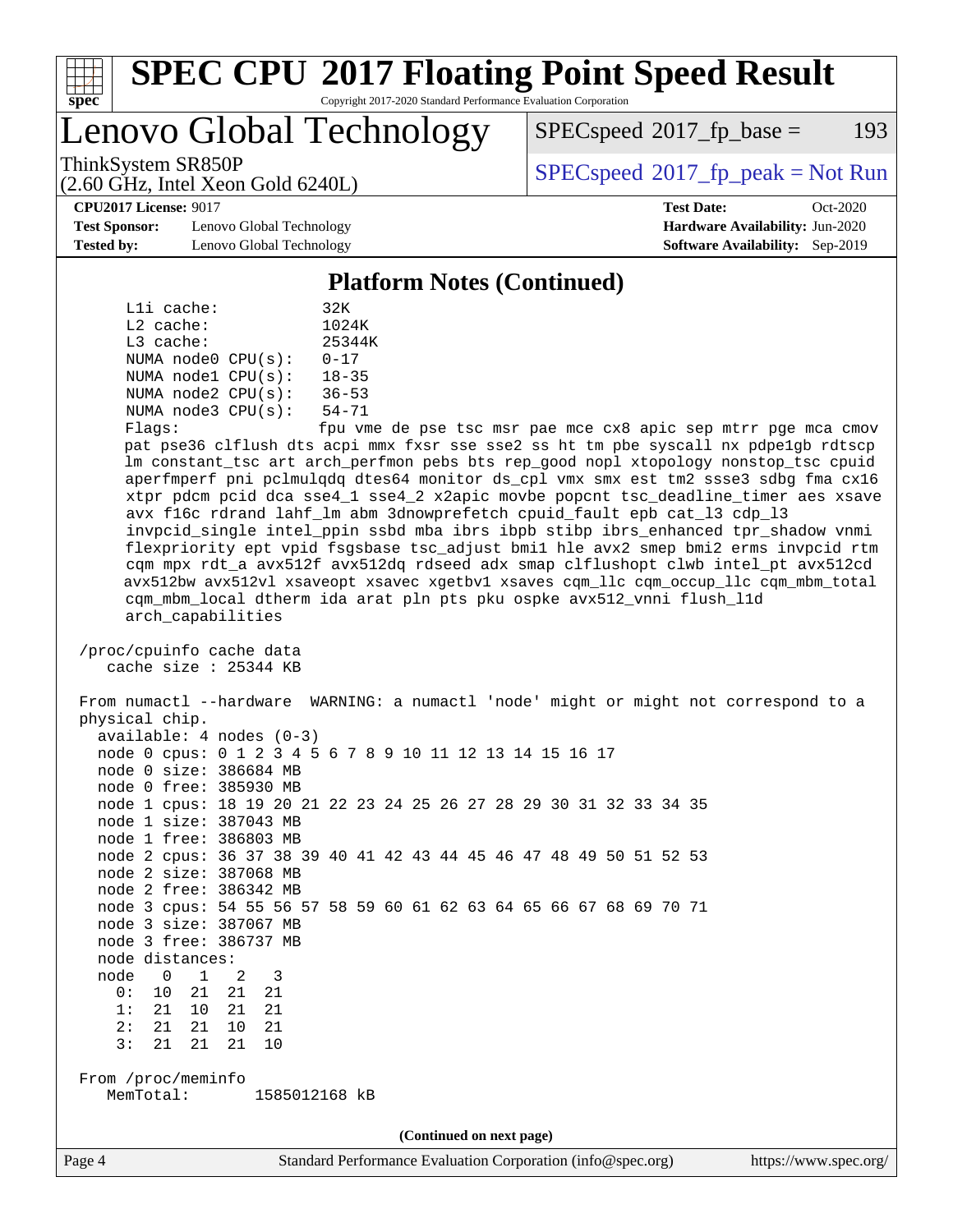## Platform Notes (Continued)

```
     L1i cache:             32K
     L2 cache:              1024K
     L3 cache:              25344K
     NUMA node0 CPU(s):     0-17
     NUMA node1 CPU(s):     18-35
     NUMA node2 CPU(s):     36-53
     NUMA node3 CPU(s):     54-71
     Flags:                 fpu vme de pse tsc msr pae mce cx8 apic sep mtrr pge mca cmov
     pat pse36 clflush dts acpi mmx fxsr sse sse2 ss ht tm pbe syscall nx pdpe1gb rdtscp
     lm constant_tsc art arch_perfmon pebs bts rep_good nopl xtopology nonstop_tsc cpuid
     aperfmperf pni pclmulqdq dtes64 monitor ds_cpl vmx smx est tm2 ssse3 sdbg fma cx16
     xtpr pdcm pcid dca sse4_1 sse4_2 x2apic movbe popcnt tsc_deadline_timer aes xsave
     avx f16c rdrand lahf_lm abm 3dnowprefetch cpuid_fault epb cat_l3 cdp_l3
     invpcid_single intel_ppin ssbd mba ibrs ibpb stibp ibrs_enhanced tpr_shadow vnmi
     flexpriority ept vpid fsgsbase tsc_adjust bmi1 hle avx2 smep bmi2 erms invpcid rtm
     cqm mpx rdt_a avx512f avx512dq rdseed adx smap clflushopt clwb intel_pt avx512cd
     avx512bw avx512vl xsaveopt xsavec xgetbv1 xsaves cqm_llc cqm_occup_llc cqm_mbm_total
     cqm_mbm_local dtherm ida arat pln pts pku ospke avx512_vnni flush_l1d
     arch_capabilities

 /proc/cpuinfo cache data
    cache size : 25344 KB

 From numactl --hardware  WARNING: a numactl 'node' might or might not correspond to a
 physical chip.
   available: 4 nodes (0-3)
   node 0 cpus: 0 1 2 3 4 5 6 7 8 9 10 11 12 13 14 15 16 17
   node 0 size: 386684 MB
   node 0 free: 385930 MB
   node 1 cpus: 18 19 20 21 22 23 24 25 26 27 28 29 30 31 32 33 34 35
   node 1 size: 387043 MB
   node 1 free: 386803 MB
   node 2 cpus: 36 37 38 39 40 41 42 43 44 45 46 47 48 49 50 51 52 53
   node 2 size: 387068 MB
   node 2 free: 386342 MB
   node 3 cpus: 54 55 56 57 58 59 60 61 62 63 64 65 66 67 68 69 70 71
   node 3 size: 387067 MB
   node 3 free: 386737 MB
   node distances:
   node   0   1   2   3
     0:  10  21  21  21
     1:  21  10  21  21
     2:  21  21  10  21
     3:  21  21  21  10

 From /proc/meminfo
    MemTotal:       1585012168 kB
```

(Continued on next page)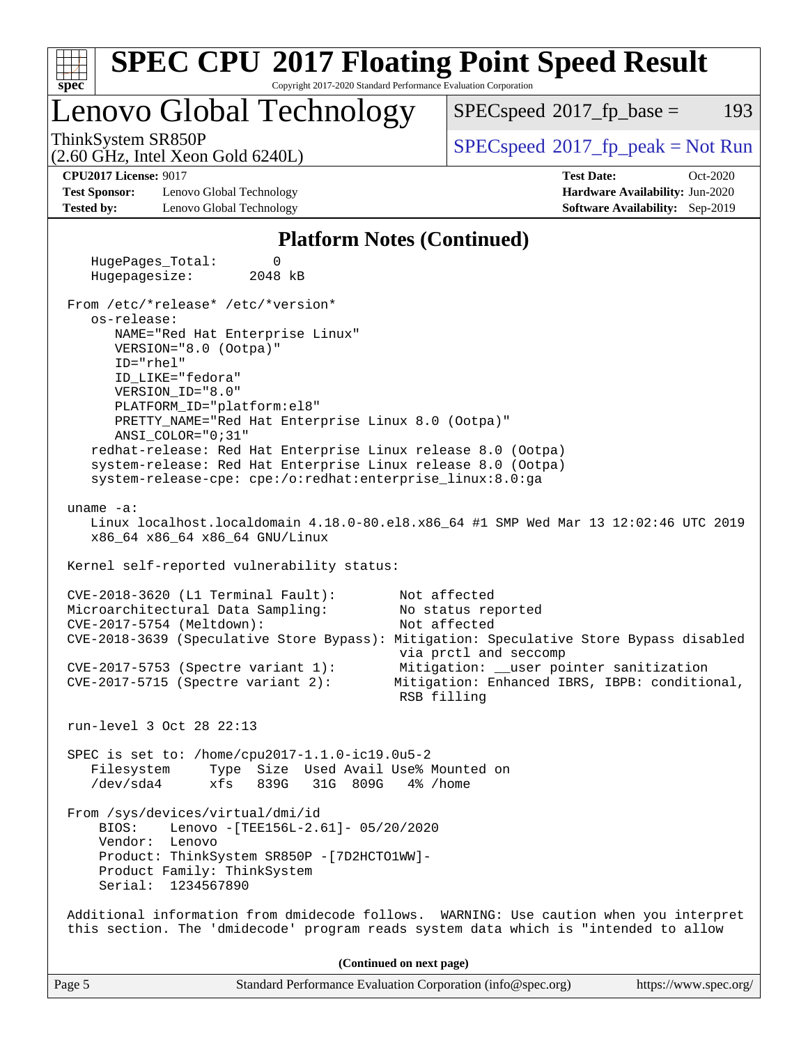## Platform Notes (Continued)

```
    HugePages_Total:       0
    Hugepagesize:       2048 kB

 From /etc/*release* /etc/*version*
    os-release:
       NAME="Red Hat Enterprise Linux"
       VERSION="8.0 (Ootpa)"
       ID="rhel"
       ID_LIKE="fedora"
       VERSION_ID="8.0"
       PLATFORM_ID="platform:el8"
       PRETTY_NAME="Red Hat Enterprise Linux 8.0 (Ootpa)"
       ANSI_COLOR="0;31"
    redhat-release: Red Hat Enterprise Linux release 8.0 (Ootpa)
    system-release: Red Hat Enterprise Linux release 8.0 (Ootpa)
    system-release-cpe: cpe:/o:redhat:enterprise_linux:8.0:ga

 uname -a:
    Linux localhost.localdomain 4.18.0-80.el8.x86_64 #1 SMP Wed Mar 13 12:02:46 UTC 2019
    x86_64 x86_64 x86_64 GNU/Linux

 Kernel self-reported vulnerability status:

 CVE-2018-3620 (L1 Terminal Fault):         Not affected
 Microarchitectural Data Sampling:          No status reported
 CVE-2017-5754 (Meltdown):                  Not affected
 CVE-2018-3639 (Speculative Store Bypass): Mitigation: Speculative Store Bypass disabled
                                            via prctl and seccomp
 CVE-2017-5753 (Spectre variant 1):         Mitigation: __user pointer sanitization
 CVE-2017-5715 (Spectre variant 2):        Mitigation: Enhanced IBRS, IBPB: conditional,
                                            RSB filling

 run-level 3 Oct 28 22:13

 SPEC is set to: /home/cpu2017-1.1.0-ic19.0u5-2
    Filesystem     Type  Size  Used Avail Use% Mounted on
    /dev/sda4      xfs   839G   31G  809G   4% /home

 From /sys/devices/virtual/dmi/id
     BIOS:    Lenovo -[TEE156L-2.61]- 05/20/2020
     Vendor:  Lenovo
     Product: ThinkSystem SR850P -[7D2HCTO1WW]-
     Product Family: ThinkSystem
     Serial:  1234567890

 Additional information from dmidecode follows.  WARNING: Use caution when you interpret
 this section. The 'dmidecode' program reads system data which is "intended to allow
```

**(Continued on next page)**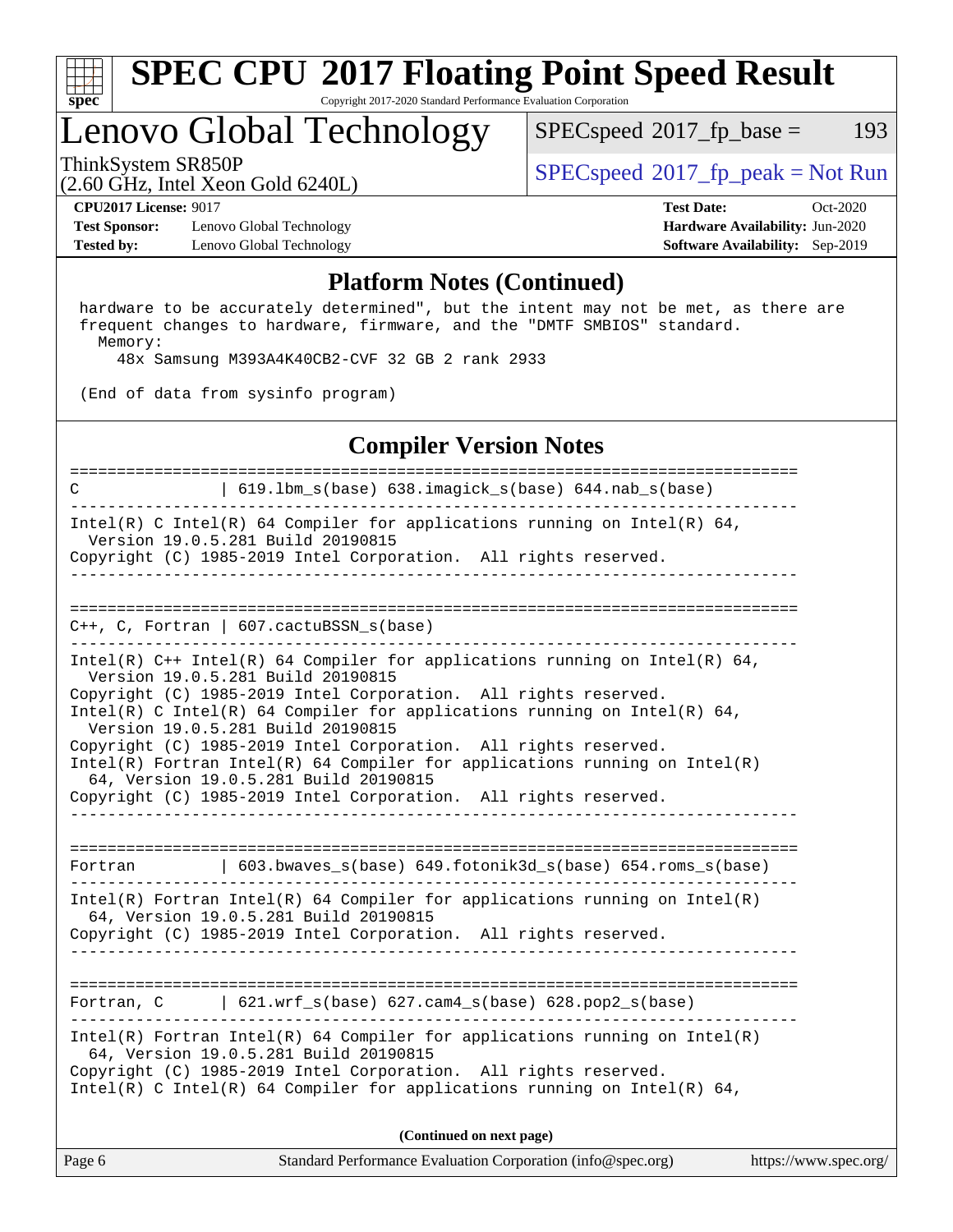## Platform Notes (Continued)

```
 hardware to be accurately determined", but the intent may not be met, as there are
 frequent changes to hardware, firmware, and the "DMTF SMBIOS" standard.
   Memory:
     48x Samsung M393A4K40CB2-CVF 32 GB 2 rank 2933

 (End of data from sysinfo program)
```

## Compiler Version Notes

```
==============================================================================
C               | 619.lbm_s(base) 638.imagick_s(base) 644.nab_s(base)
------------------------------------------------------------------------------
Intel(R) C Intel(R) 64 Compiler for applications running on Intel(R) 64,
  Version 19.0.5.281 Build 20190815
Copyright (C) 1985-2019 Intel Corporation.  All rights reserved.
------------------------------------------------------------------------------

==============================================================================
C++, C, Fortran | 607.cactuBSSN_s(base)
------------------------------------------------------------------------------
Intel(R) C++ Intel(R) 64 Compiler for applications running on Intel(R) 64,
  Version 19.0.5.281 Build 20190815
Copyright (C) 1985-2019 Intel Corporation.  All rights reserved.
Intel(R) C Intel(R) 64 Compiler for applications running on Intel(R) 64,
  Version 19.0.5.281 Build 20190815
Copyright (C) 1985-2019 Intel Corporation.  All rights reserved.
Intel(R) Fortran Intel(R) 64 Compiler for applications running on Intel(R)
  64, Version 19.0.5.281 Build 20190815
Copyright (C) 1985-2019 Intel Corporation.  All rights reserved.
------------------------------------------------------------------------------

==============================================================================
Fortran         | 603.bwaves_s(base) 649.fotonik3d_s(base) 654.roms_s(base)
------------------------------------------------------------------------------
Intel(R) Fortran Intel(R) 64 Compiler for applications running on Intel(R)
  64, Version 19.0.5.281 Build 20190815
Copyright (C) 1985-2019 Intel Corporation.  All rights reserved.
------------------------------------------------------------------------------

==============================================================================
Fortran, C      | 621.wrf_s(base) 627.cam4_s(base) 628.pop2_s(base)
------------------------------------------------------------------------------
Intel(R) Fortran Intel(R) 64 Compiler for applications running on Intel(R)
  64, Version 19.0.5.281 Build 20190815
Copyright (C) 1985-2019 Intel Corporation.  All rights reserved.
Intel(R) C Intel(R) 64 Compiler for applications running on Intel(R) 64,
```

(Continued on next page)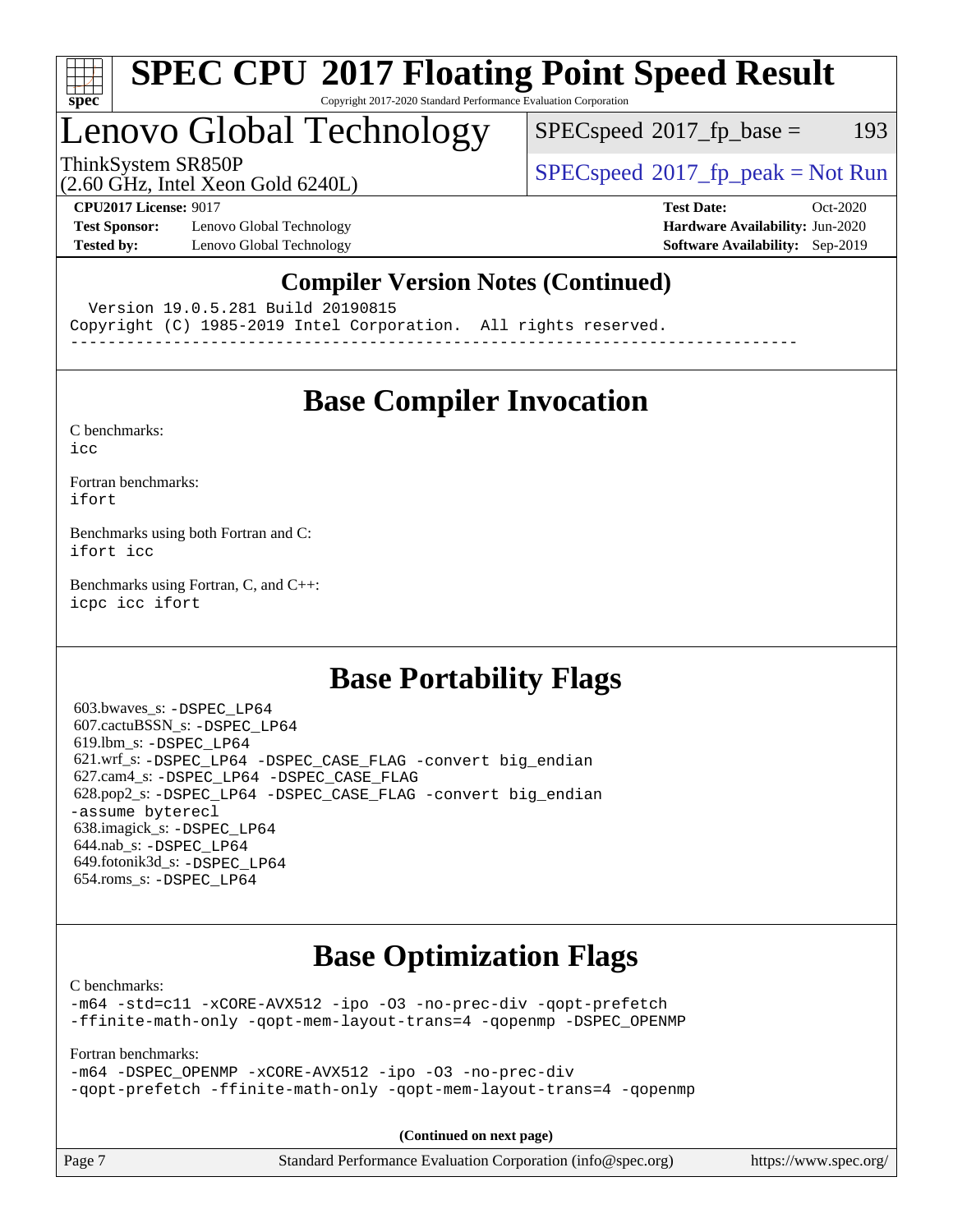## Compiler Version Notes (Continued)

```
  Version 19.0.5.281 Build 20190815
Copyright (C) 1985-2019 Intel Corporation.  All rights reserved.
------------------------------------------------------------------------------
```

## Base Compiler Invocation

C benchmarks:
`icc`

Fortran benchmarks:
`ifort`

Benchmarks using both Fortran and C:
`ifort icc`

Benchmarks using Fortran, C, and C++:
`icpc icc ifort`

## Base Portability Flags

603.bwaves_s: `-DSPEC_LP64`
607.cactuBSSN_s: `-DSPEC_LP64`
619.lbm_s: `-DSPEC_LP64`
621.wrf_s: `-DSPEC_LP64 -DSPEC_CASE_FLAG -convert big_endian`
627.cam4_s: `-DSPEC_LP64 -DSPEC_CASE_FLAG`
628.pop2_s: `-DSPEC_LP64 -DSPEC_CASE_FLAG -convert big_endian -assume byterecl`
638.imagick_s: `-DSPEC_LP64`
644.nab_s: `-DSPEC_LP64`
649.fotonik3d_s: `-DSPEC_LP64`
654.roms_s: `-DSPEC_LP64`

## Base Optimization Flags

C benchmarks:
`-m64 -std=c11 -xCORE-AVX512 -ipo -O3 -no-prec-div -qopt-prefetch -ffinite-math-only -qopt-mem-layout-trans=4 -qopenmp -DSPEC_OPENMP`

Fortran benchmarks:
`-m64 -DSPEC_OPENMP -xCORE-AVX512 -ipo -O3 -no-prec-div -qopt-prefetch -ffinite-math-only -qopt-mem-layout-trans=4 -qopenmp`

**(Continued on next page)**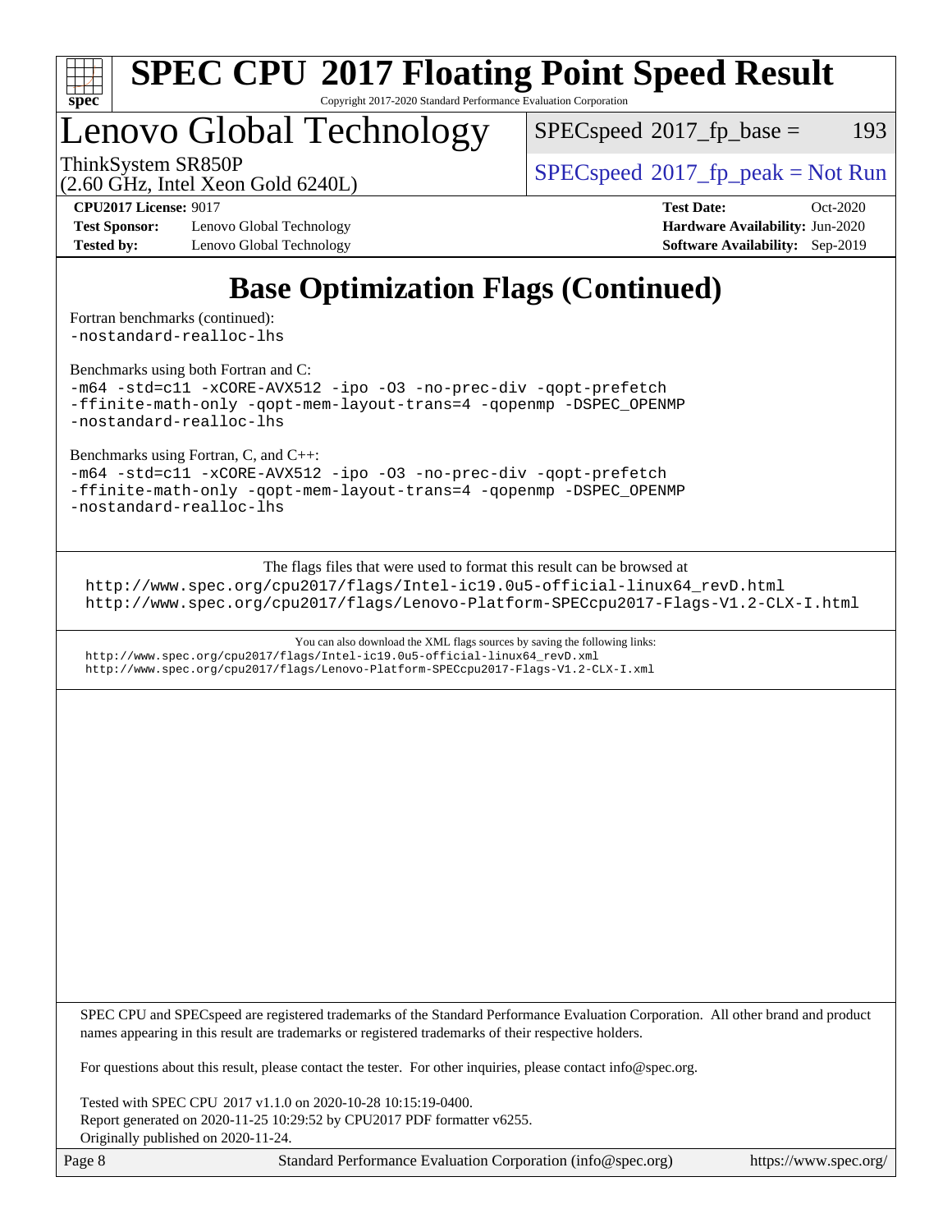# Base Optimization Flags (Continued)

Fortran benchmarks (continued):
-nostandard-realloc-lhs

Benchmarks using both Fortran and C:
-m64 -std=c11 -xCORE-AVX512 -ipo -O3 -no-prec-div -qopt-prefetch
-ffinite-math-only -qopt-mem-layout-trans=4 -qopenmp -DSPEC_OPENMP
-nostandard-realloc-lhs

Benchmarks using Fortran, C, and C++:
-m64 -std=c11 -xCORE-AVX512 -ipo -O3 -no-prec-div -qopt-prefetch
-ffinite-math-only -qopt-mem-layout-trans=4 -qopenmp -DSPEC_OPENMP
-nostandard-realloc-lhs

The flags files that were used to format this result can be browsed at
http://www.spec.org/cpu2017/flags/Intel-ic19.0u5-official-linux64_revD.html
http://www.spec.org/cpu2017/flags/Lenovo-Platform-SPECcpu2017-Flags-V1.2-CLX-I.html

You can also download the XML flags sources by saving the following links:
http://www.spec.org/cpu2017/flags/Intel-ic19.0u5-official-linux64_revD.xml
http://www.spec.org/cpu2017/flags/Lenovo-Platform-SPECcpu2017-Flags-V1.2-CLX-I.xml

SPEC CPU and SPECspeed are registered trademarks of the Standard Performance Evaluation Corporation. All other brand and product names appearing in this result are trademarks or registered trademarks of their respective holders.

For questions about this result, please contact the tester. For other inquiries, please contact info@spec.org.

Tested with SPEC CPU 2017 v1.1.0 on 2020-10-28 10:15:19-0400.
Report generated on 2020-11-25 10:29:52 by CPU2017 PDF formatter v6255.
Originally published on 2020-11-24.